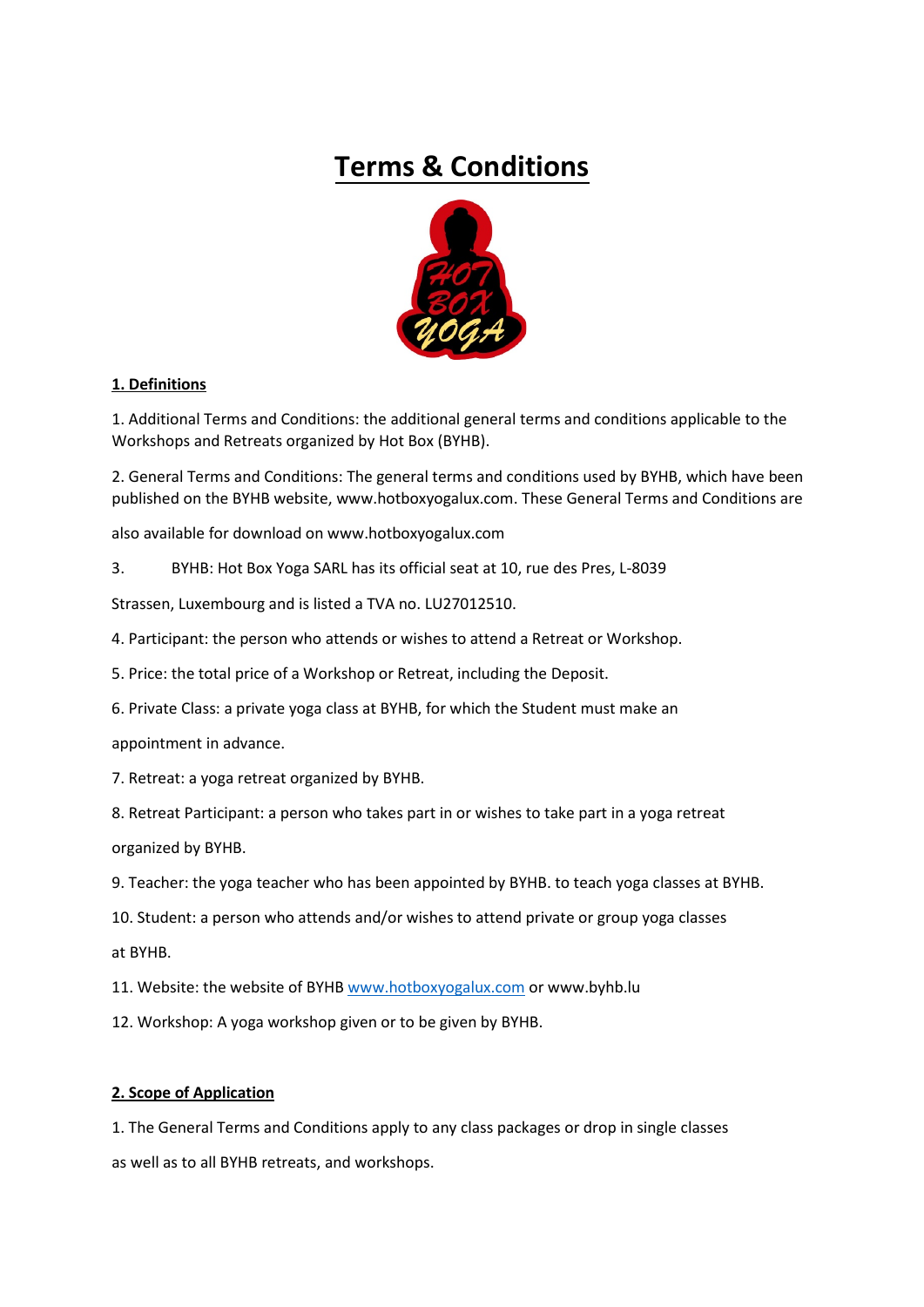# Terms & Conditions

## 1. Definitions

1. Additional Terms and Conditions: the additional general terms and conditions applicable to the Workshops and Retreats organized by Hot Box (BYHB).

2. General Terms and Conditions: The general terms and conditions used by BYHB, which have been published on the BYHB website, www.hotboxyogalux.com. These General Terms and Conditions are also available for download on www.hotboxyogalux.com

3. BYHB: Hot Box Yoga SARL has its official seat at 10, rue des Pres, L-8039 Strassen, Luxembourg and is listed a TVA no. LU27012510.

4. Participant: the person who attends or wishes to attend a Retreat or Workshop.

5. Price: the total price of a Workshop or Retreat, including the Deposit.

6. Private Class: a private yoga class at BYHB, for which the Student must make an appointment in advance.

7. Retreat: a yoga retreat organized by BYHB.

8. Retreat Participant: a person who takes part in or wishes to take part in a yoga retreat organized by BYHB.

9. Teacher: the yoga teacher who has been appointed by BYHB. to teach yoga classes at BYHB.

10. Student: a person who attends and/or wishes to attend private or group yoga classes at BYHB.

11. Website: the website of BYHB www.hotboxyogalux.com or www.byhb.lu

12. Workshop: A yoga workshop given or to be given by BYHB.

## 2. Scope of Application

1. The General Terms and Conditions apply to any class packages or drop in single classes as well as to all BYHB retreats, and workshops.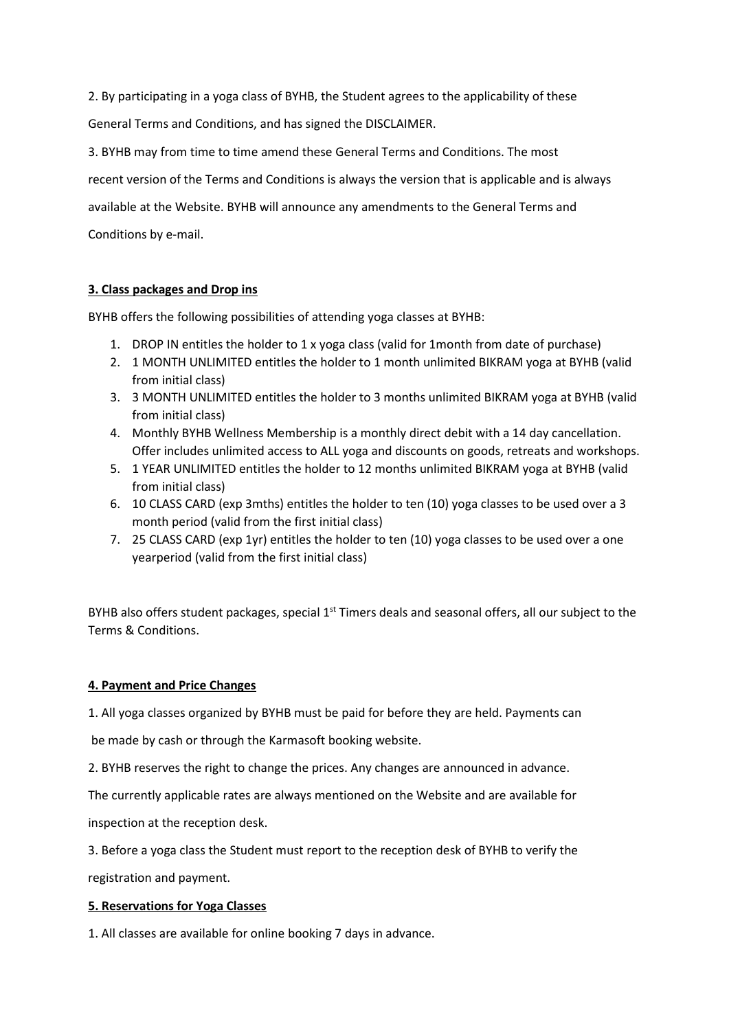2. By participating in a yoga class of BYHB, the Student agrees to the applicability of these General Terms and Conditions, and has signed the DISCLAIMER.

3. BYHB may from time to time amend these General Terms and Conditions. The most recent version of the Terms and Conditions is always the version that is applicable and is always available at the Website. BYHB will announce any amendments to the General Terms and Conditions by e-mail.

**3. Class packages and Drop ins**

BYHB offers the following possibilities of attending yoga classes at BYHB:

1. DROP IN entitles the holder to 1 x yoga class (valid for 1month from date of purchase)
2. 1 MONTH UNLIMITED entitles the holder to 1 month unlimited BIKRAM yoga at BYHB (valid from initial class)
3. 3 MONTH UNLIMITED entitles the holder to 3 months unlimited BIKRAM yoga at BYHB (valid from initial class)
4. Monthly BYHB Wellness Membership is a monthly direct debit with a 14 day cancellation. Offer includes unlimited access to ALL yoga and discounts on goods, retreats and workshops.
5. 1 YEAR UNLIMITED entitles the holder to 12 months unlimited BIKRAM yoga at BYHB (valid from initial class)
6. 10 CLASS CARD (exp 3mths) entitles the holder to ten (10) yoga classes to be used over a 3 month period (valid from the first initial class)
7. 25 CLASS CARD (exp 1yr) entitles the holder to ten (10) yoga classes to be used over a one yearperiod (valid from the first initial class)

BYHB also offers student packages, special 1st Timers deals and seasonal offers, all our subject to the Terms & Conditions.

**4. Payment and Price Changes**

1. All yoga classes organized by BYHB must be paid for before they are held. Payments can be made by cash or through the Karmasoft booking website.

2. BYHB reserves the right to change the prices. Any changes are announced in advance. The currently applicable rates are always mentioned on the Website and are available for inspection at the reception desk.

3. Before a yoga class the Student must report to the reception desk of BYHB to verify the registration and payment.

**5. Reservations for Yoga Classes**

1. All classes are available for online booking 7 days in advance.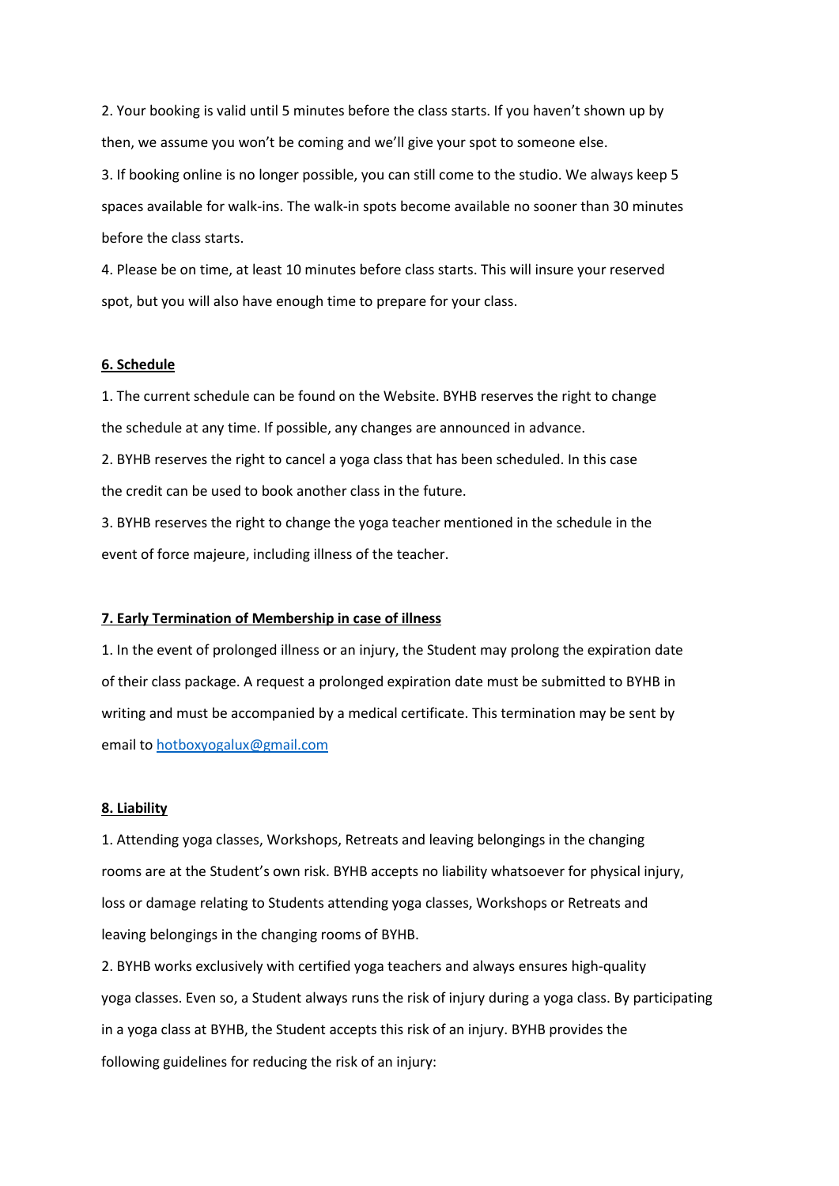2. Your booking is valid until 5 minutes before the class starts. If you haven't shown up by then, we assume you won't be coming and we'll give your spot to someone else.

3. If booking online is no longer possible, you can still come to the studio. We always keep 5 spaces available for walk-ins. The walk-in spots become available no sooner than 30 minutes before the class starts.

4. Please be on time, at least 10 minutes before class starts. This will insure your reserved spot, but you will also have enough time to prepare for your class.

## 6. Schedule

1. The current schedule can be found on the Website. BYHB reserves the right to change the schedule at any time. If possible, any changes are announced in advance.

2. BYHB reserves the right to cancel a yoga class that has been scheduled. In this case the credit can be used to book another class in the future.

3. BYHB reserves the right to change the yoga teacher mentioned in the schedule in the event of force majeure, including illness of the teacher.

## 7. Early Termination of Membership in case of illness

1. In the event of prolonged illness or an injury, the Student may prolong the expiration date of their class package. A request a prolonged expiration date must be submitted to BYHB in writing and must be accompanied by a medical certificate. This termination may be sent by email to [hotboxyogalux@gmail.com](mailto:hotboxyogalux@gmail.com)

## 8. Liability

1. Attending yoga classes, Workshops, Retreats and leaving belongings in the changing rooms are at the Student's own risk. BYHB accepts no liability whatsoever for physical injury, loss or damage relating to Students attending yoga classes, Workshops or Retreats and leaving belongings in the changing rooms of BYHB.

2. BYHB works exclusively with certified yoga teachers and always ensures high-quality yoga classes. Even so, a Student always runs the risk of injury during a yoga class. By participating in a yoga class at BYHB, the Student accepts this risk of an injury. BYHB provides the following guidelines for reducing the risk of an injury: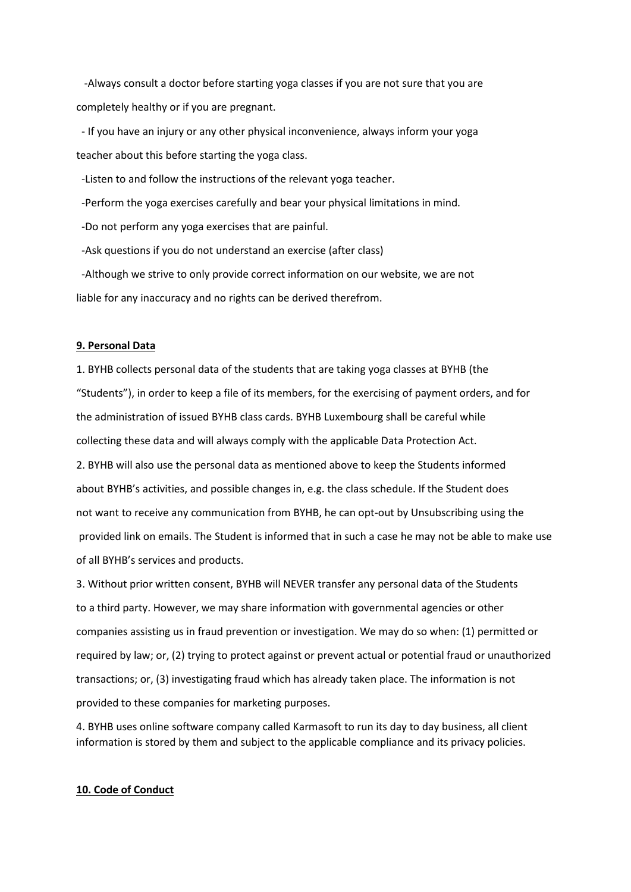- Always consult a doctor before starting yoga classes if you are not sure that you are completely healthy or if you are pregnant.
- If you have an injury or any other physical inconvenience, always inform your yoga teacher about this before starting the yoga class.
- Listen to and follow the instructions of the relevant yoga teacher.
- Perform the yoga exercises carefully and bear your physical limitations in mind.
- Do not perform any yoga exercises that are painful.
- Ask questions if you do not understand an exercise (after class)
- Although we strive to only provide correct information on our website, we are not liable for any inaccuracy and no rights can be derived therefrom.

**9. Personal Data**

1. BYHB collects personal data of the students that are taking yoga classes at BYHB (the "Students"), in order to keep a file of its members, for the exercising of payment orders, and for the administration of issued BYHB class cards. BYHB Luxembourg shall be careful while collecting these data and will always comply with the applicable Data Protection Act.
2. BYHB will also use the personal data as mentioned above to keep the Students informed about BYHB's activities, and possible changes in, e.g. the class schedule. If the Student does not want to receive any communication from BYHB, he can opt-out by Unsubscribing using the provided link on emails. The Student is informed that in such a case he may not be able to make use of all BYHB's services and products.
3. Without prior written consent, BYHB will NEVER transfer any personal data of the Students to a third party. However, we may share information with governmental agencies or other companies assisting us in fraud prevention or investigation. We may do so when: (1) permitted or required by law; or, (2) trying to protect against or prevent actual or potential fraud or unauthorized transactions; or, (3) investigating fraud which has already taken place. The information is not provided to these companies for marketing purposes.
4. BYHB uses online software company called Karmasoft to run its day to day business, all client information is stored by them and subject to the applicable compliance and its privacy policies.

**10. Code of Conduct**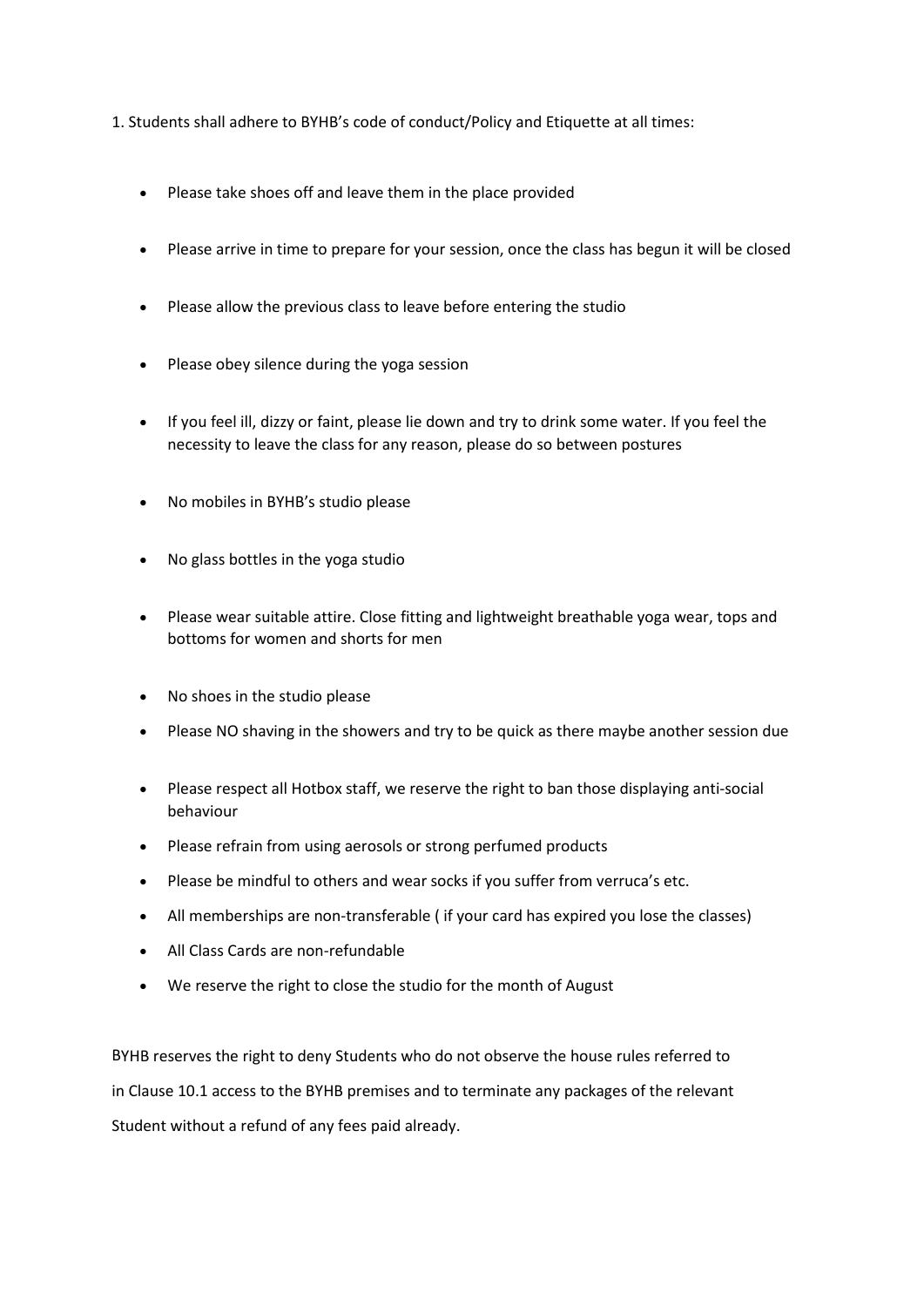1. Students shall adhere to BYHB's code of conduct/Policy and Etiquette at all times:

- Please take shoes off and leave them in the place provided
- Please arrive in time to prepare for your session, once the class has begun it will be closed
- Please allow the previous class to leave before entering the studio
- Please obey silence during the yoga session
- If you feel ill, dizzy or faint, please lie down and try to drink some water. If you feel the necessity to leave the class for any reason, please do so between postures
- No mobiles in BYHB's studio please
- No glass bottles in the yoga studio
- Please wear suitable attire. Close fitting and lightweight breathable yoga wear, tops and bottoms for women and shorts for men
- No shoes in the studio please
- Please NO shaving in the showers and try to be quick as there maybe another session due
- Please respect all Hotbox staff, we reserve the right to ban those displaying anti-social behaviour
- Please refrain from using aerosols or strong perfumed products
- Please be mindful to others and wear socks if you suffer from verruca's etc.
- All memberships are non-transferable ( if your card has expired you lose the classes)
- All Class Cards are non-refundable
- We reserve the right to close the studio for the month of August

BYHB reserves the right to deny Students who do not observe the house rules referred to in Clause 10.1 access to the BYHB premises and to terminate any packages of the relevant Student without a refund of any fees paid already.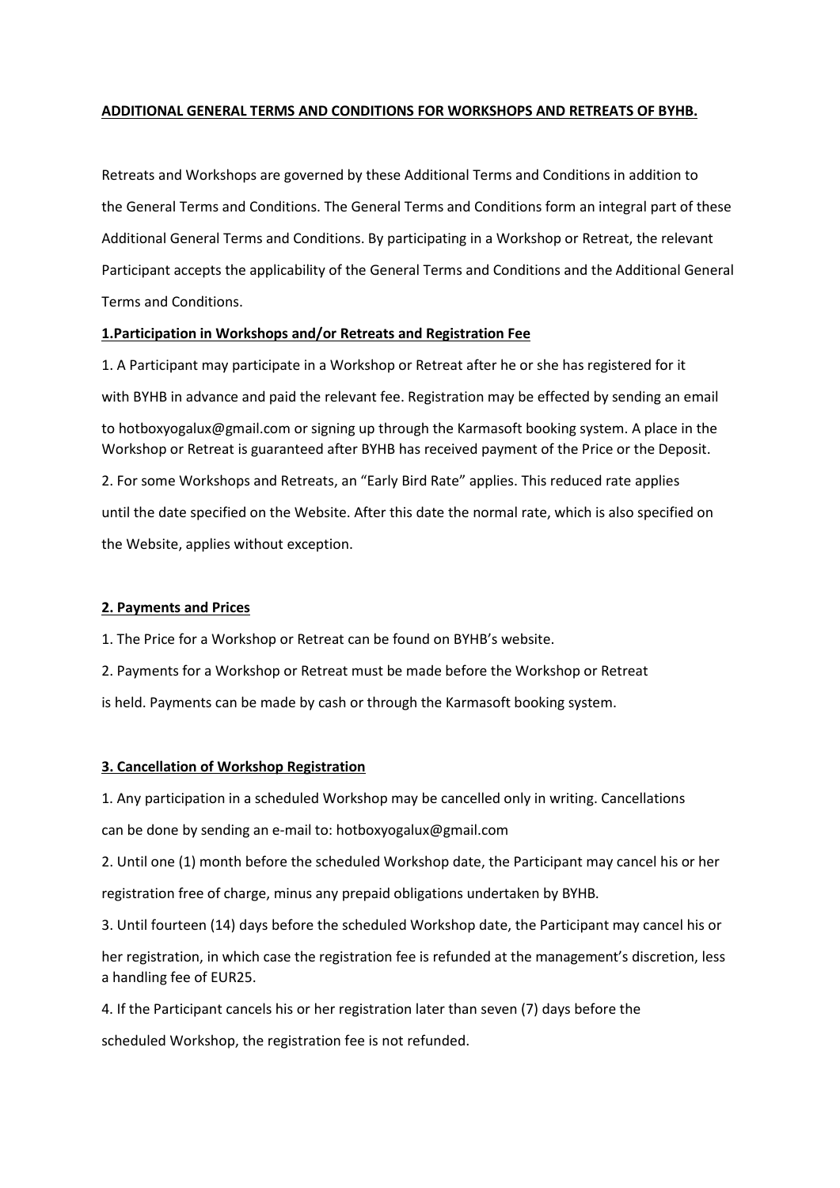**ADDITIONAL GENERAL TERMS AND CONDITIONS FOR WORKSHOPS AND RETREATS OF BYHB.**

Retreats and Workshops are governed by these Additional Terms and Conditions in addition to the General Terms and Conditions. The General Terms and Conditions form an integral part of these Additional General Terms and Conditions. By participating in a Workshop or Retreat, the relevant Participant accepts the applicability of the General Terms and Conditions and the Additional General Terms and Conditions.

**1.Participation in Workshops and/or Retreats and Registration Fee**

1. A Participant may participate in a Workshop or Retreat after he or she has registered for it with BYHB in advance and paid the relevant fee. Registration may be effected by sending an email to hotboxyogalux@gmail.com or signing up through the Karmasoft booking system. A place in the Workshop or Retreat is guaranteed after BYHB has received payment of the Price or the Deposit.

2. For some Workshops and Retreats, an "Early Bird Rate" applies. This reduced rate applies until the date specified on the Website. After this date the normal rate, which is also specified on the Website, applies without exception.

**2. Payments and Prices**

1. The Price for a Workshop or Retreat can be found on BYHB's website.

2. Payments for a Workshop or Retreat must be made before the Workshop or Retreat is held. Payments can be made by cash or through the Karmasoft booking system.

**3. Cancellation of Workshop Registration**

1. Any participation in a scheduled Workshop may be cancelled only in writing. Cancellations can be done by sending an e-mail to: hotboxyogalux@gmail.com

2. Until one (1) month before the scheduled Workshop date, the Participant may cancel his or her registration free of charge, minus any prepaid obligations undertaken by BYHB.

3. Until fourteen (14) days before the scheduled Workshop date, the Participant may cancel his or her registration, in which case the registration fee is refunded at the management's discretion, less a handling fee of EUR25.

4. If the Participant cancels his or her registration later than seven (7) days before the scheduled Workshop, the registration fee is not refunded.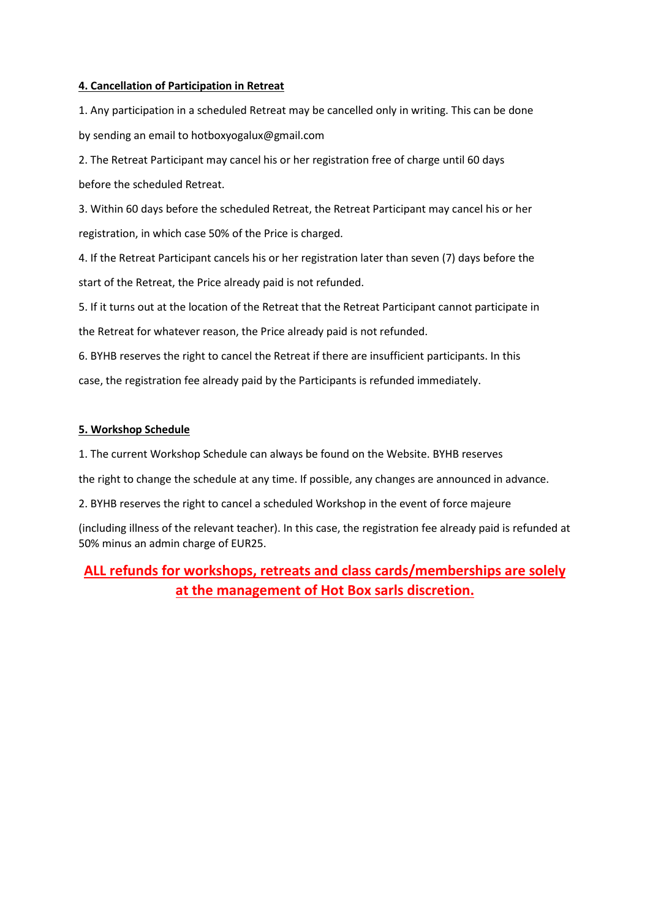**4. Cancellation of Participation in Retreat**

1. Any participation in a scheduled Retreat may be cancelled only in writing. This can be done by sending an email to hotboxyogalux@gmail.com

2. The Retreat Participant may cancel his or her registration free of charge until 60 days before the scheduled Retreat.

3. Within 60 days before the scheduled Retreat, the Retreat Participant may cancel his or her registration, in which case 50% of the Price is charged.

4. If the Retreat Participant cancels his or her registration later than seven (7) days before the start of the Retreat, the Price already paid is not refunded.

5. If it turns out at the location of the Retreat that the Retreat Participant cannot participate in the Retreat for whatever reason, the Price already paid is not refunded.

6. BYHB reserves the right to cancel the Retreat if there are insufficient participants. In this case, the registration fee already paid by the Participants is refunded immediately.

**5. Workshop Schedule**

1. The current Workshop Schedule can always be found on the Website. BYHB reserves the right to change the schedule at any time. If possible, any changes are announced in advance.

2. BYHB reserves the right to cancel a scheduled Workshop in the event of force majeure (including illness of the relevant teacher). In this case, the registration fee already paid is refunded at 50% minus an admin charge of EUR25.

**ALL refunds for workshops, retreats and class cards/memberships are solely at the management of Hot Box sarls discretion.**